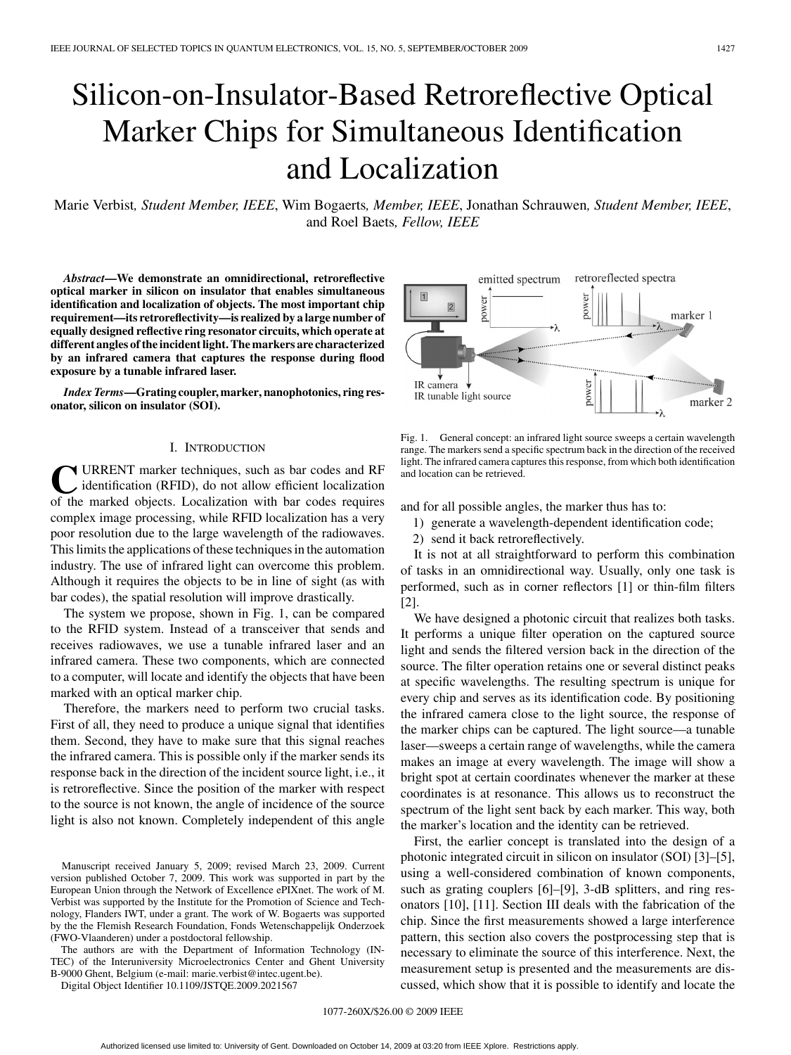# Silicon-on-Insulator-Based Retroreflective Optical Marker Chips for Simultaneous Identification and Localization

Marie Verbist, *Student Member, IEEE*, Wim Bogaerts, *Member, IEEE*, Jonathan Schrauwen, *Student Member, IEEE*, and Roel Baets, *Fellow, IEEE*

***Abstract*—We demonstrate an omnidirectional, retroreflective optical marker in silicon on insulator that enables simultaneous identification and localization of objects. The most important chip requirement—its retroreflectivity—is realized by a large number of equally designed reflective ring resonator circuits, which operate at different angles of the incident light. The markers are characterized by an infrared camera that captures the response during flood exposure by a tunable infrared laser.**

***Index Terms*—Grating coupler, marker, nanophotonics, ring resonator, silicon on insulator (SOI).**

## I. Introduction

Current marker techniques, such as bar codes and RF identification (RFID), do not allow efficient localization of the marked objects. Localization with bar codes requires complex image processing, while RFID localization has a very poor resolution due to the large wavelength of the radiowaves. This limits the applications of these techniques in the automation industry. The use of infrared light can overcome this problem. Although it requires the objects to be in line of sight (as with bar codes), the spatial resolution will improve drastically.

The system we propose, shown in Fig. 1, can be compared to the RFID system. Instead of a transceiver that sends and receives radiowaves, we use a tunable infrared laser and an infrared camera. These two components, which are connected to a computer, will locate and identify the objects that have been marked with an optical marker chip.

Therefore, the markers need to perform two crucial tasks. First of all, they need to produce a unique signal that identifies them. Second, they have to make sure that this signal reaches the infrared camera. This is possible only if the marker sends its response back in the direction of the incident source light, i.e., it is retroreflective. Since the position of the marker with respect to the source is not known, the angle of incidence of the source light is also not known. Completely independent of this angle and for all possible angles, the marker thus has to:

1) generate a wavelength-dependent identification code;
2) send it back retroreflectively.

It is not at all straightforward to perform this combination of tasks in an omnidirectional way. Usually, only one task is performed, such as in corner reflectors [1] or thin-film filters [2].

We have designed a photonic circuit that realizes both tasks. It performs a unique filter operation on the captured source light and sends the filtered version back in the direction of the source. The filter operation retains one or several distinct peaks at specific wavelengths. The resulting spectrum is unique for every chip and serves as its identification code. By positioning the infrared camera close to the light source, the response of the marker chips can be captured. The light source—a tunable laser—sweeps a certain range of wavelengths, while the camera makes an image at every wavelength. The image will show a bright spot at certain coordinates whenever the marker at these coordinates is at resonance. This allows us to reconstruct the spectrum of the light sent back by each marker. This way, both the marker's location and the identity can be retrieved.

First, the earlier concept is translated into the design of a photonic integrated circuit in silicon on insulator (SOI) [3]–[5], using a well-considered combination of known components, such as grating couplers [6]–[9], 3-dB splitters, and ring resonators [10], [11]. Section III deals with the fabrication of the chip. Since the first measurements showed a large interference pattern, this section also covers the postprocessing step that is necessary to eliminate the source of this interference. Next, the measurement setup is presented and the measurements are discussed, which show that it is possible to identify and locate the

emitted spectrum
retroreflected spectra
power
λ
marker 1
marker 2
IR camera
IR tunable light source

Fig. 1. General concept: an infrared light source sweeps a certain wavelength range. The markers send a specific spectrum back in the direction of the received light. The infrared camera captures this response, from which both identification and location can be retrieved.

Manuscript received January 5, 2009; revised March 23, 2009. Current version published October 7, 2009. This work was supported in part by the European Union through the Network of Excellence ePIXnet. The work of M. Verbist was supported by the Institute for the Promotion of Science and Technology, Flanders IWT, under a grant. The work of W. Bogaerts was supported by the the Flemish Research Foundation, Fonds Wetenschappelijk Onderzoek (FWO-Vlaanderen) under a postdoctoral fellowship.

The authors are with the Department of Information Technology (INTEC) of the Interuniversity Microelectronics Center and Ghent University B-9000 Ghent, Belgium (e-mail: marie.verbist@intec.ugent.be).

Digital Object Identifier 10.1109/JSTQE.2009.2021567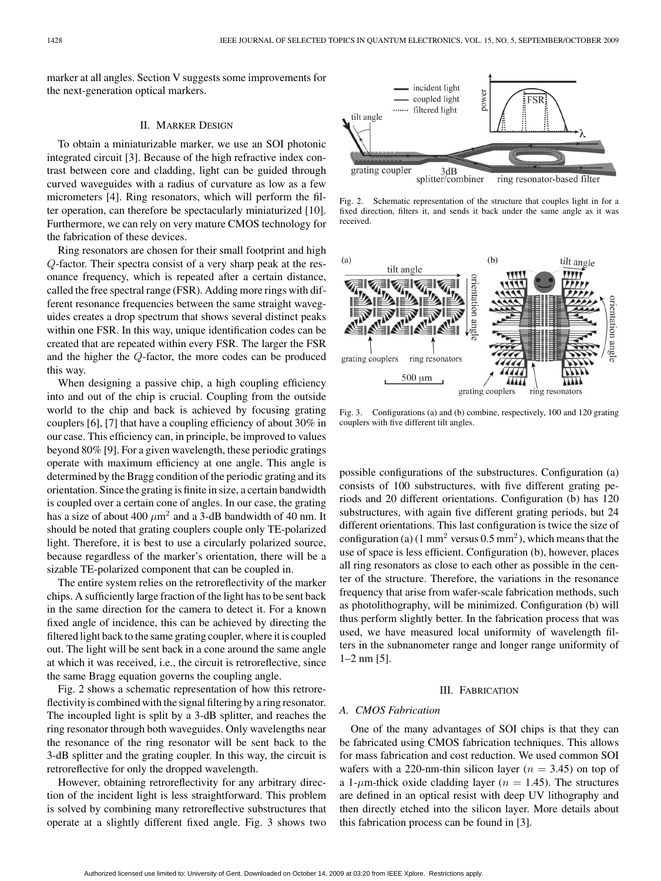marker at all angles. Section V suggests some improvements for the next-generation optical markers.

## II. Marker Design

To obtain a miniaturizable marker, we use an SOI photonic integrated circuit [3]. Because of the high refractive index contrast between core and cladding, light can be guided through curved waveguides with a radius of curvature as low as a few micrometers [4]. Ring resonators, which will perform the filter operation, can therefore be spectacularly miniaturized [10]. Furthermore, we can rely on very mature CMOS technology for the fabrication of these devices.

Ring resonators are chosen for their small footprint and high $Q$-factor. Their spectra consist of a very sharp peak at the resonance frequency, which is repeated after a certain distance, called the free spectral range (FSR). Adding more rings with different resonance frequencies between the same straight waveguides creates a drop spectrum that shows several distinct peaks within one FSR. In this way, unique identification codes can be created that are repeated within every FSR. The larger the FSR and the higher the $Q$-factor, the more codes can be produced this way.

When designing a passive chip, a high coupling efficiency into and out of the chip is crucial. Coupling from the outside world to the chip and back is achieved by focusing grating couplers [6], [7] that have a coupling efficiency of about 30% in our case. This efficiency can, in principle, be improved to values beyond 80% [9]. For a given wavelength, these periodic gratings operate with maximum efficiency at one angle. This angle is determined by the Bragg condition of the periodic grating and its orientation. Since the grating is finite in size, a certain bandwidth is coupled over a certain cone of angles. In our case, the grating has a size of about 400 $\mu\text{m}^2$ and a 3-dB bandwidth of 40 nm. It should be noted that grating couplers couple only TE-polarized light. Therefore, it is best to use a circularly polarized source, because regardless of the marker's orientation, there will be a sizable TE-polarized component that can be coupled in.

The entire system relies on the retroreflectivity of the marker chips. A sufficiently large fraction of the light has to be sent back in the same direction for the camera to detect it. For a known fixed angle of incidence, this can be achieved by directing the filtered light back to the same grating coupler, where it is coupled out. The light will be sent back in a cone around the same angle at which it was received, i.e., the circuit is retroreflective, since the same Bragg equation governs the coupling angle.

Fig. 2 shows a schematic representation of how this retroreflectivity is combined with the signal filtering by a ring resonator. The incoupled light is split by a 3-dB splitter, and reaches the ring resonator through both waveguides. Only wavelengths near the resonance of the ring resonator will be sent back to the 3-dB splitter and the grating coupler. In this way, the circuit is retroreflective for only the dropped wavelength.

However, obtaining retroreflectivity for any arbitrary direction of the incident light is less straightforward. This problem is solved by combining many retroreflective substructures that operate at a slightly different fixed angle. Fig. 3 shows two possible configurations of the substructures. Configuration (a) consists of 100 substructures, with five different grating periods and 20 different orientations. Configuration (b) has 120 substructures, with again five different grating periods, but 24 different orientations. This last configuration is twice the size of configuration (a) (1 $\text{mm}^2$ versus 0.5 $\text{mm}^2$), which means that the use of space is less efficient. Configuration (b), however, places all ring resonators as close to each other as possible in the center of the structure. Therefore, the variations in the resonance frequency that arise from wafer-scale fabrication methods, such as photolithography, will be minimized. Configuration (b) will thus perform slightly better. In the fabrication process that was used, we have measured local uniformity of wavelength filters in the subnanometer range and longer range uniformity of 1–2 nm [5].

Fig. 2. Schematic representation of the structure that couples light in for a fixed direction, filters it, and sends it back under the same angle as it was received.

Fig. 3. Configurations (a) and (b) combine, respectively, 100 and 120 grating couplers with five different tilt angles.

## III. Fabrication

### A. CMOS Fabrication

One of the many advantages of SOI chips is that they can be fabricated using CMOS fabrication techniques. This allows for mass fabrication and cost reduction. We used common SOI wafers with a 220-nm-thin silicon layer ($n = 3.45$) on top of a 1-$\mu$m-thick oxide cladding layer ($n = 1.45$). The structures are defined in an optical resist with deep UV lithography and then directly etched into the silicon layer. More details about this fabrication process can be found in [3].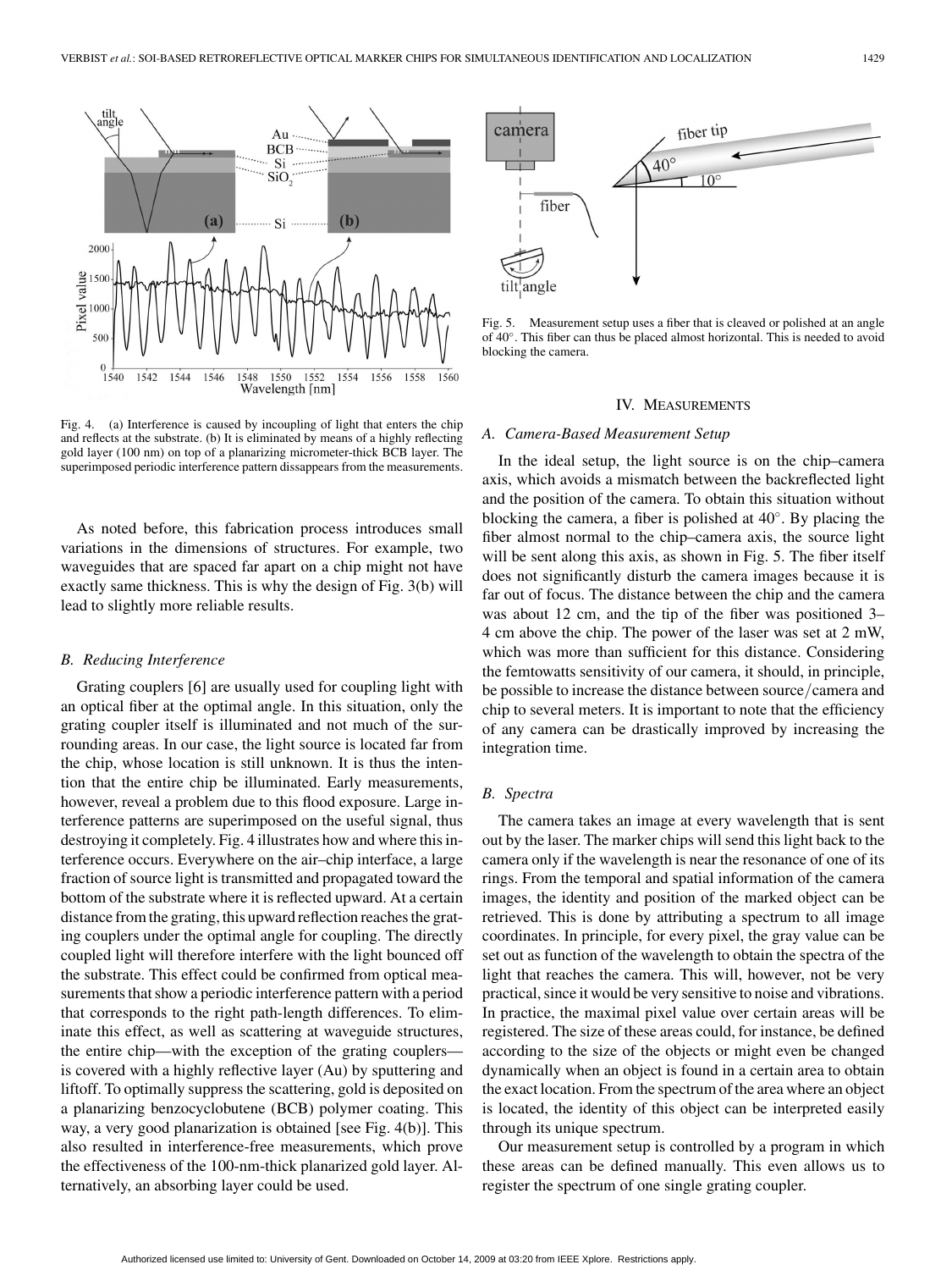tilt angle

Au

BCB

Si

$SiO_2$

(a)

Si

(b)

Pixel value

2000

1500

1000

500

0

1540 1542 1544 1546 1548 1550 1552 1554 1556 1558 1560

Wavelength [nm]

Fig. 4. (a) Interference is caused by incoupling of light that enters the chip and reflects at the substrate. (b) It is eliminated by means of a highly reflecting gold layer (100 nm) on top of a planarizing micrometer-thick BCB layer. The superimposed periodic interference pattern dissappears from the measurements.

As noted before, this fabrication process introduces small variations in the dimensions of structures. For example, two waveguides that are spaced far apart on a chip might not have exactly same thickness. This is why the design of Fig. 3(b) will lead to slightly more reliable results.

### B. Reducing Interference

Grating couplers [6] are usually used for coupling light with an optical fiber at the optimal angle. In this situation, only the grating coupler itself is illuminated and not much of the surrounding areas. In our case, the light source is located far from the chip, whose location is still unknown. It is thus the intention that the entire chip be illuminated. Early measurements, however, reveal a problem due to this flood exposure. Large interference patterns are superimposed on the useful signal, thus destroying it completely. Fig. 4 illustrates how and where this interference occurs. Everywhere on the air–chip interface, a large fraction of source light is transmitted and propagated toward the bottom of the substrate where it is reflected upward. At a certain distance from the grating, this upward reflection reaches the grating couplers under the optimal angle for coupling. The directly coupled light will therefore interfere with the light bounced off the substrate. This effect could be confirmed from optical measurements that show a periodic interference pattern with a period that corresponds to the right path-length differences. To eliminate this effect, as well as scattering at waveguide structures, the entire chip—with the exception of the grating couplers—is covered with a highly reflective layer (Au) by sputtering and liftoff. To optimally suppress the scattering, gold is deposited on a planarizing benzocyclobutene (BCB) polymer coating. This way, a very good planarization is obtained [see Fig. 4(b)]. This also resulted in interference-free measurements, which prove the effectiveness of the 100-nm-thick planarized gold layer. Alternatively, an absorbing layer could be used.

camera

fiber tip

40°

10°

fiber

tilt angle

Fig. 5. Measurement setup uses a fiber that is cleaved or polished at an angle of 40°. This fiber can thus be placed almost horizontal. This is needed to avoid blocking the camera.

## IV. Measurements

### A. Camera-Based Measurement Setup

In the ideal setup, the light source is on the chip–camera axis, which avoids a mismatch between the backreflected light and the position of the camera. To obtain this situation without blocking the camera, a fiber is polished at 40°. By placing the fiber almost normal to the chip–camera axis, the source light will be sent along this axis, as shown in Fig. 5. The fiber itself does not significantly disturb the camera images because it is far out of focus. The distance between the chip and the camera was about 12 cm, and the tip of the fiber was positioned 3–4 cm above the chip. The power of the laser was set at 2 mW, which was more than sufficient for this distance. Considering the femtowatts sensitivity of our camera, it should, in principle, be possible to increase the distance between source/camera and chip to several meters. It is important to note that the efficiency of any camera can be drastically improved by increasing the integration time.

### B. Spectra

The camera takes an image at every wavelength that is sent out by the laser. The marker chips will send this light back to the camera only if the wavelength is near the resonance of one of its rings. From the temporal and spatial information of the camera images, the identity and position of the marked object can be retrieved. This is done by attributing a spectrum to all image coordinates. In principle, for every pixel, the gray value can be set out as function of the wavelength to obtain the spectra of the light that reaches the camera. This will, however, not be very practical, since it would be very sensitive to noise and vibrations. In practice, the maximal pixel value over certain areas will be registered. The size of these areas could, for instance, be defined according to the size of the objects or might even be changed dynamically when an object is found in a certain area to obtain the exact location. From the spectrum of the area where an object is located, the identity of this object can be interpreted easily through its unique spectrum.

Our measurement setup is controlled by a program in which these areas can be defined manually. This even allows us to register the spectrum of one single grating coupler.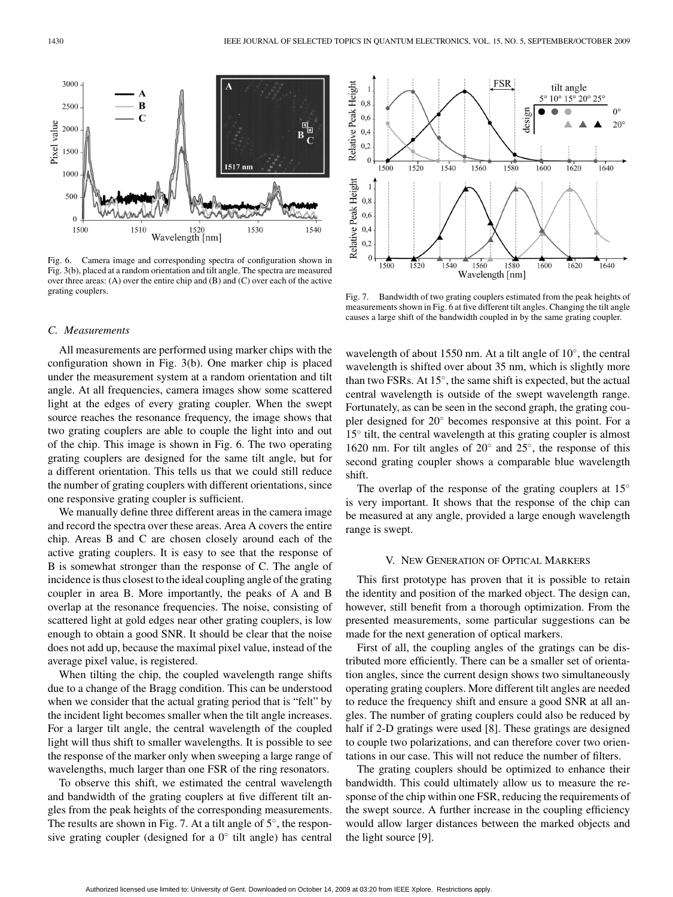3000
2500
2000
1500
1000
500
0
Pixel value
1500
1510
1520
1530
1540
Wavelength [nm]
A
B
C
1517 nm

Fig. 6. Camera image and corresponding spectra of configuration shown in Fig. 3(b), placed at a random orientation and tilt angle. The spectra are measured over three areas: (A) over the entire chip and (B) and (C) over each of the active grating couplers.

FSR
tilt angle
5° 10° 15° 20° 25°
design
0°
20°
Relative Peak Height
1
0,8
0,6
0,4
0,2
0
1500
1520
1540
1560
1580
1600
1620
1640
Wavelength [nm]

Fig. 7. Bandwidth of two grating couplers estimated from the peak heights of measurements shown in Fig. 6 at five different tilt angles. Changing the tilt angle causes a large shift of the bandwidth coupled in by the same grating coupler.

### C. Measurements

All measurements are performed using marker chips with the configuration shown in Fig. 3(b). One marker chip is placed under the measurement system at a random orientation and tilt angle. At all frequencies, camera images show some scattered light at the edges of every grating coupler. When the swept source reaches the resonance frequency, the image shows that two grating couplers are able to couple the light into and out of the chip. This image is shown in Fig. 6. The two operating grating couplers are designed for the same tilt angle, but for a different orientation. This tells us that we could still reduce the number of grating couplers with different orientations, since one responsive grating coupler is sufficient.

We manually define three different areas in the camera image and record the spectra over these areas. Area A covers the entire chip. Areas B and C are chosen closely around each of the active grating couplers. It is easy to see that the response of B is somewhat stronger than the response of C. The angle of incidence is thus closest to the ideal coupling angle of the grating coupler in area B. More importantly, the peaks of A and B overlap at the resonance frequencies. The noise, consisting of scattered light at gold edges near other grating couplers, is low enough to obtain a good SNR. It should be clear that the noise does not add up, because the maximal pixel value, instead of the average pixel value, is registered.

When tilting the chip, the coupled wavelength range shifts due to a change of the Bragg condition. This can be understood when we consider that the actual grating period that is "felt" by the incident light becomes smaller when the tilt angle increases. For a larger tilt angle, the central wavelength of the coupled light will thus shift to smaller wavelengths. It is possible to see the response of the marker only when sweeping a large range of wavelengths, much larger than one FSR of the ring resonators.

To observe this shift, we estimated the central wavelength and bandwidth of the grating couplers at five different tilt angles from the peak heights of the corresponding measurements. The results are shown in Fig. 7. At a tilt angle of 5°, the responsive grating coupler (designed for a 0° tilt angle) has central wavelength of about 1550 nm. At a tilt angle of 10°, the central wavelength is shifted over about 35 nm, which is slightly more than two FSRs. At 15°, the same shift is expected, but the actual central wavelength is outside of the swept wavelength range. Fortunately, as can be seen in the second graph, the grating coupler designed for 20° becomes responsive at this point. For a 15° tilt, the central wavelength at this grating coupler is almost 1620 nm. For tilt angles of 20° and 25°, the response of this second grating coupler shows a comparable blue wavelength shift.

The overlap of the response of the grating couplers at 15° is very important. It shows that the response of the chip can be measured at any angle, provided a large enough wavelength range is swept.

## V. New Generation of Optical Markers

This first prototype has proven that it is possible to retain the identity and position of the marked object. The design can, however, still benefit from a thorough optimization. From the presented measurements, some particular suggestions can be made for the next generation of optical markers.

First of all, the coupling angles of the gratings can be distributed more efficiently. There can be a smaller set of orientation angles, since the current design shows two simultaneously operating grating couplers. More different tilt angles are needed to reduce the frequency shift and ensure a good SNR at all angles. The number of grating couplers could also be reduced by half if 2-D gratings were used [8]. These gratings are designed to couple two polarizations, and can therefore cover two orientations in our case. This will not reduce the number of filters.

The grating couplers should be optimized to enhance their bandwidth. This could ultimately allow us to measure the response of the chip within one FSR, reducing the requirements of the swept source. A further increase in the coupling efficiency would allow larger distances between the marked objects and the light source [9].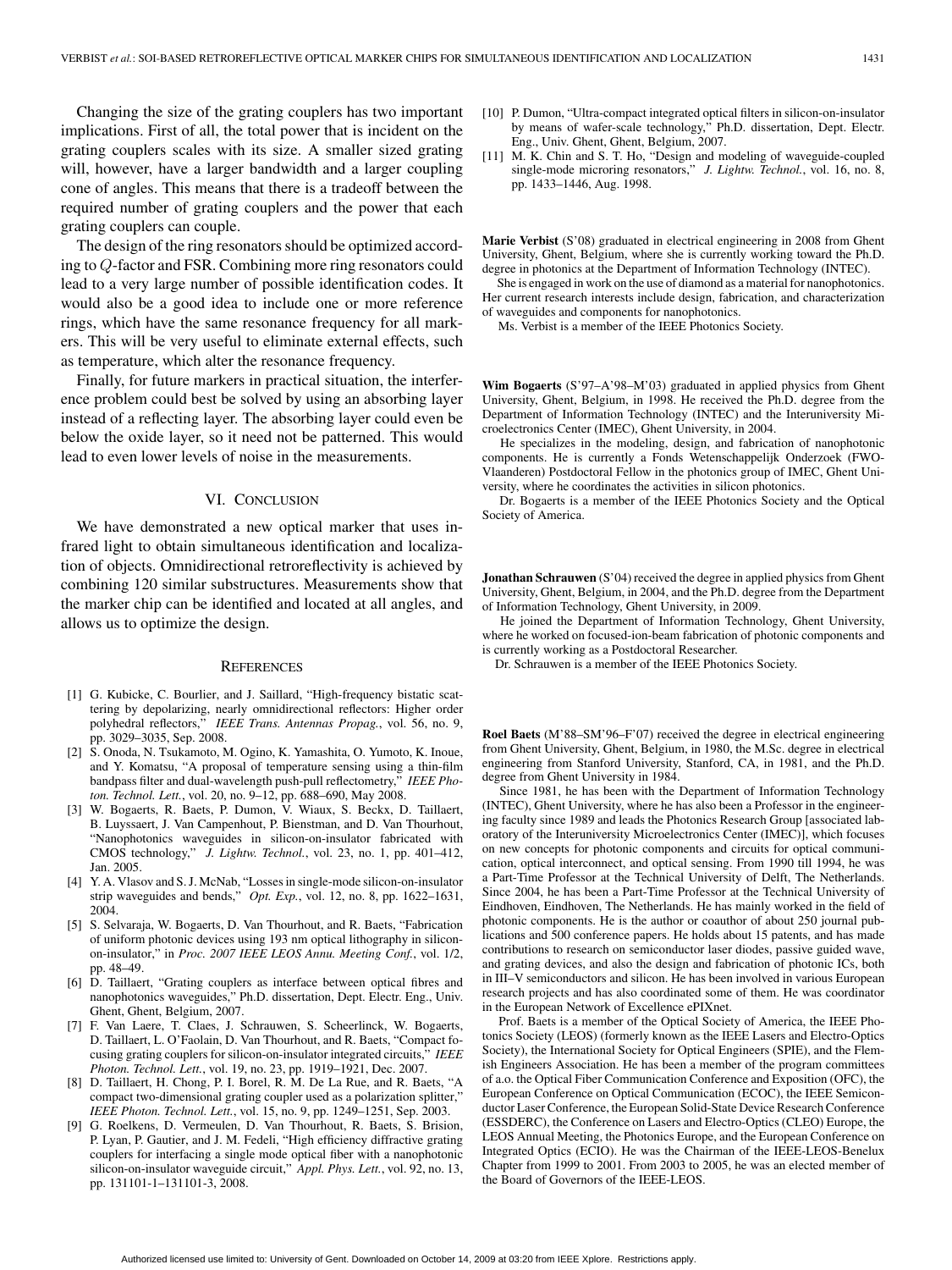Changing the size of the grating couplers has two important implications. First of all, the total power that is incident on the grating couplers scales with its size. A smaller sized grating will, however, have a larger bandwidth and a larger coupling cone of angles. This means that there is a tradeoff between the required number of grating couplers and the power that each grating couplers can couple.

The design of the ring resonators should be optimized according to $Q$-factor and FSR. Combining more ring resonators could lead to a very large number of possible identification codes. It would also be a good idea to include one or more reference rings, which have the same resonance frequency for all markers. This will be very useful to eliminate external effects, such as temperature, which alter the resonance frequency.

Finally, for future markers in practical situation, the interference problem could best be solved by using an absorbing layer instead of a reflecting layer. The absorbing layer could even be below the oxide layer, so it need not be patterned. This would lead to even lower levels of noise in the measurements.

## VI. Conclusion

We have demonstrated a new optical marker that uses infrared light to obtain simultaneous identification and localization of objects. Omnidirectional retroreflectivity is achieved by combining 120 similar substructures. Measurements show that the marker chip can be identified and located at all angles, and allows us to optimize the design.

## References

[1] G. Kubicke, C. Bourlier, and J. Saillard, "High-frequency bistatic scattering by depolarizing, nearly omnidirectional reflectors: Higher order polyhedral reflectors," *IEEE Trans. Antennas Propag.*, vol. 56, no. 9, pp. 3029–3035, Sep. 2008.

[2] S. Onoda, N. Tsukamoto, M. Ogino, K. Yamashita, O. Yumoto, K. Inoue, and Y. Komatsu, "A proposal of temperature sensing using a thin-film bandpass filter and dual-wavelength push-pull reflectometry," *IEEE Photon. Technol. Lett.*, vol. 20, no. 9–12, pp. 688–690, May 2008.

[3] W. Bogaerts, R. Baets, P. Dumon, V. Wiaux, S. Beckx, D. Taillaert, B. Luyssaert, J. Van Campenhout, P. Bienstman, and D. Van Thourhout, "Nanophotonics waveguides in silicon-on-insulator fabricated with CMOS technology," *J. Lightw. Technol.*, vol. 23, no. 1, pp. 401–412, Jan. 2005.

[4] Y. A. Vlasov and S. J. McNab, "Losses in single-mode silicon-on-insulator strip waveguides and bends," *Opt. Exp.*, vol. 12, no. 8, pp. 1622–1631, 2004.

[5] S. Selvaraja, W. Bogaerts, D. Van Thourhout, and R. Baets, "Fabrication of uniform photonic devices using 193 nm optical lithography in silicon-on-insulator," in *Proc. 2007 IEEE LEOS Annu. Meeting Conf.*, vol. 1/2, pp. 48–49.

[6] D. Taillaert, "Grating couplers as interface between optical fibres and nanophotonics waveguides," Ph.D. dissertation, Dept. Electr. Eng., Univ. Ghent, Ghent, Belgium, 2007.

[7] F. Van Laere, T. Claes, J. Schrauwen, S. Scheerlinck, W. Bogaerts, D. Taillaert, L. O'Faolain, D. Van Thourhout, and R. Baets, "Compact focusing grating couplers for silicon-on-insulator integrated circuits," *IEEE Photon. Technol. Lett.*, vol. 19, no. 23, pp. 1919–1921, Dec. 2007.

[8] D. Taillaert, H. Chong, P. I. Borel, R. M. De La Rue, and R. Baets, "A compact two-dimensional grating coupler used as a polarization splitter," *IEEE Photon. Technol. Lett.*, vol. 15, no. 9, pp. 1249–1251, Sep. 2003.

[9] G. Roelkens, D. Vermeulen, D. Van Thourhout, R. Baets, S. Brision, P. Lyan, P. Gautier, and J. M. Fedeli, "High efficiency diffractive grating couplers for interfacing a single mode optical fiber with a nanophotonic silicon-on-insulator waveguide circuit," *Appl. Phys. Lett.*, vol. 92, no. 13, pp. 131101-1–131101-3, 2008.

[10] P. Dumon, "Ultra-compact integrated optical filters in silicon-on-insulator by means of wafer-scale technology," Ph.D. dissertation, Dept. Electr. Eng., Univ. Ghent, Ghent, Belgium, 2007.

[11] M. K. Chin and S. T. Ho, "Design and modeling of waveguide-coupled single-mode microring resonators," *J. Lightw. Technol.*, vol. 16, no. 8, pp. 1433–1446, Aug. 1998.

**Marie Verbist** (S'08) graduated in electrical engineering in 2008 from Ghent University, Ghent, Belgium, where she is currently working toward the Ph.D. degree in photonics at the Department of Information Technology (INTEC).

She is engaged in work on the use of diamond as a material for nanophotonics. Her current research interests include design, fabrication, and characterization of waveguides and components for nanophotonics.

Ms. Verbist is a member of the IEEE Photonics Society.

**Wim Bogaerts** (S'97–A'98–M'03) graduated in applied physics from Ghent University, Ghent, Belgium, in 1998. He received the Ph.D. degree from the Department of Information Technology (INTEC) and the Interuniversity Microelectronics Center (IMEC), Ghent University, in 2004.

He specializes in the modeling, design, and fabrication of nanophotonic components. He is currently a Fonds Wetenschappelijk Onderzoek (FWO-Vlaanderen) Postdoctoral Fellow in the photonics group of IMEC, Ghent University, where he coordinates the activities in silicon photonics.

Dr. Bogaerts is a member of the IEEE Photonics Society and the Optical Society of America.

**Jonathan Schrauwen** (S'04) received the degree in applied physics from Ghent University, Ghent, Belgium, in 2004, and the Ph.D. degree from the Department of Information Technology, Ghent University, in 2009.

He joined the Department of Information Technology, Ghent University, where he worked on focused-ion-beam fabrication of photonic components and is currently working as a Postdoctoral Researcher.

Dr. Schrauwen is a member of the IEEE Photonics Society.

**Roel Baets** (M'88–SM'96–F'07) received the degree in electrical engineering from Ghent University, Ghent, Belgium, in 1980, the M.Sc. degree in electrical engineering from Stanford University, Stanford, CA, in 1981, and the Ph.D. degree from Ghent University in 1984.

Since 1981, he has been with the Department of Information Technology (INTEC), Ghent University, where he has also been a Professor in the engineering faculty since 1989 and leads the Photonics Research Group [associated laboratory of the Interuniversity Microelectronics Center (IMEC)], which focuses on new concepts for photonic components and circuits for optical communication, optical interconnect, and optical sensing. From 1990 till 1994, he was a Part-Time Professor at the Technical University of Delft, The Netherlands. Since 2004, he has been a Part-Time Professor at the Technical University of Eindhoven, Eindhoven, The Netherlands. He has mainly worked in the field of photonic components. He is the author or coauthor of about 250 journal publications and 500 conference papers. He holds about 15 patents, and has made contributions to research on semiconductor laser diodes, passive guided wave, and grating devices, and also the design and fabrication of photonic ICs, both in III–V semiconductors and silicon. He has been involved in various European research projects and has also coordinated some of them. He was coordinator in the European Network of Excellence ePIXnet.

Prof. Baets is a member of the Optical Society of America, the IEEE Photonics Society (LEOS) (formerly known as the IEEE Lasers and Electro-Optics Society), the International Society for Optical Engineers (SPIE), and the Flemish Engineers Association. He has been a member of the program committees of a.o. the Optical Fiber Communication Conference and Exposition (OFC), the European Conference on Optical Communication (ECOC), the IEEE Semiconductor Laser Conference, the European Solid-State Device Research Conference (ESSDERC), the Conference on Lasers and Electro-Optics (CLEO) Europe, the LEOS Annual Meeting, the Photonics Europe, and the European Conference on Integrated Optics (ECIO). He was the Chairman of the IEEE-LEOS-Benelux Chapter from 1999 to 2001. From 2003 to 2005, he was an elected member of the Board of Governors of the IEEE-LEOS.